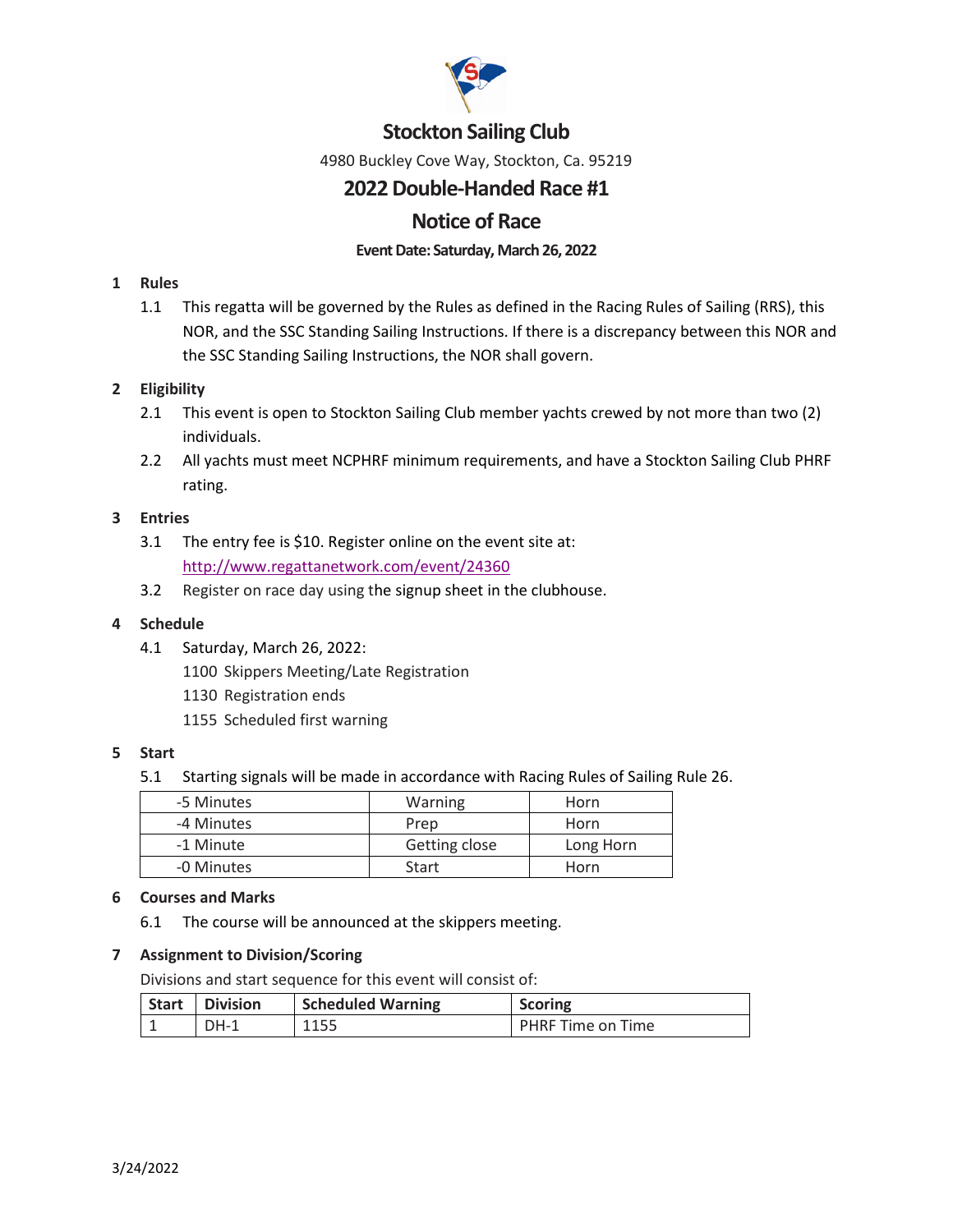# Stockton Sailing Club

4980 Buckley Cove Way, Stockton, Ca. 95219

## 2022 Double-Handed Race #1

## Notice of Race

**Event Date: Saturday, March 26, 2022**

**1 Rules**

1.1 This regatta will be governed by the Rules as defined in the Racing Rules of Sailing (RRS), this NOR, and the SSC Standing Sailing Instructions. If there is a discrepancy between this NOR and the SSC Standing Sailing Instructions, the NOR shall govern.

**2 Eligibility**

2.1 This event is open to Stockton Sailing Club member yachts crewed by not more than two (2) individuals.

2.2 All yachts must meet NCPHRF minimum requirements, and have a Stockton Sailing Club PHRF rating.

**3 Entries**

3.1 The entry fee is $10. Register online on the event site at: http://www.regattanetwork.com/event/24360

3.2 Register on race day using the signup sheet in the clubhouse.

**4 Schedule**

4.1 Saturday, March 26, 2022:
1100 Skippers Meeting/Late Registration
1130 Registration ends
1155 Scheduled first warning

**5 Start**

5.1 Starting signals will be made in accordance with Racing Rules of Sailing Rule 26.

| | | |
|---|---|---|
| -5 Minutes | Warning | Horn |
| -4 Minutes | Prep | Horn |
| -1 Minute | Getting close | Long Horn |
| -0 Minutes | Start | Horn |

**6 Courses and Marks**

6.1 The course will be announced at the skippers meeting.

**7 Assignment to Division/Scoring**

Divisions and start sequence for this event will consist of:

| Start | Division | Scheduled Warning | Scoring |
|---|---|---|---|
| 1 | DH-1 | 1155 | PHRF Time on Time |

3/24/2022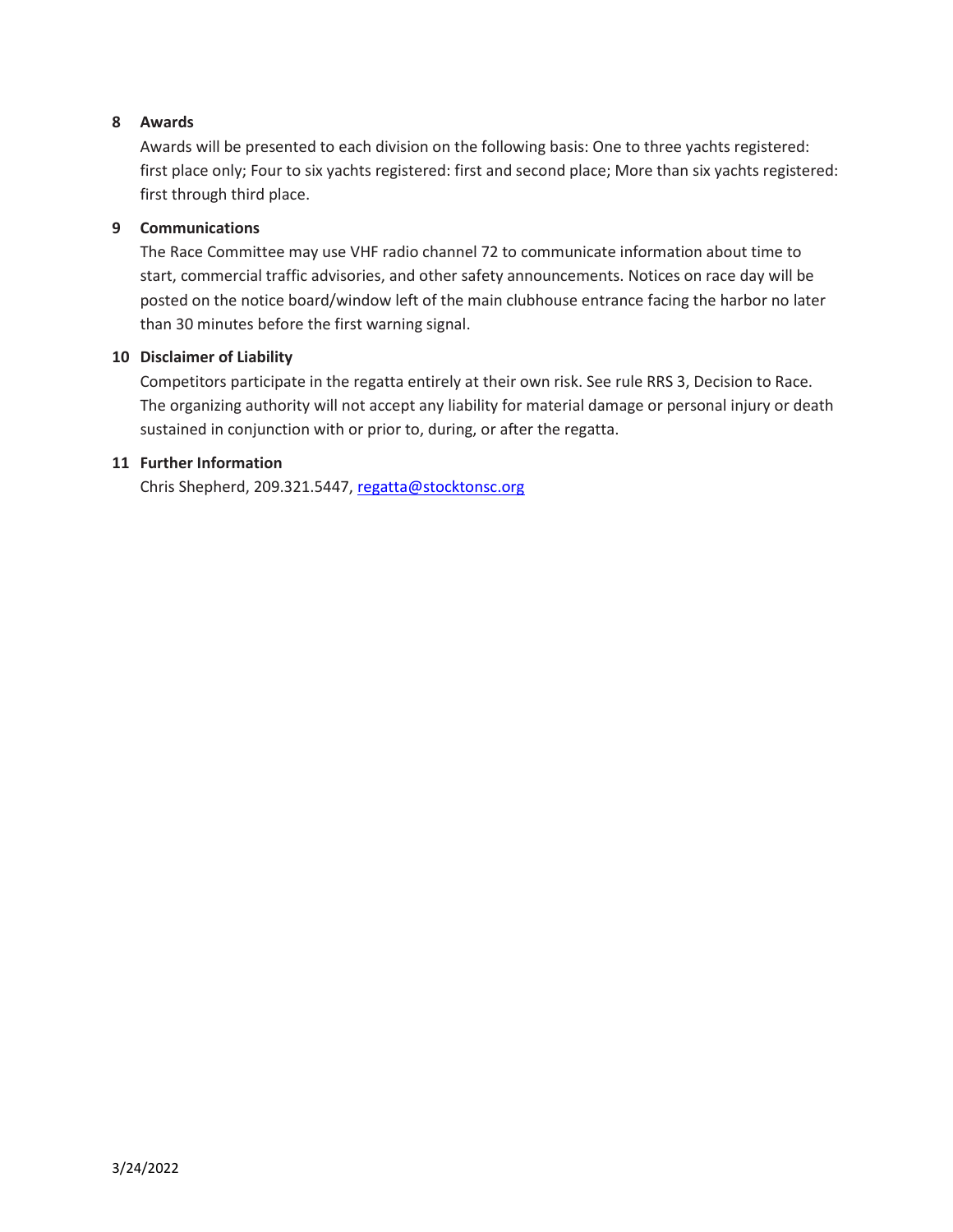## 8 Awards

Awards will be presented to each division on the following basis: One to three yachts registered: first place only; Four to six yachts registered: first and second place; More than six yachts registered: first through third place.

## 9 Communications

The Race Committee may use VHF radio channel 72 to communicate information about time to start, commercial traffic advisories, and other safety announcements. Notices on race day will be posted on the notice board/window left of the main clubhouse entrance facing the harbor no later than 30 minutes before the first warning signal.

## 10 Disclaimer of Liability

Competitors participate in the regatta entirely at their own risk. See rule RRS 3, Decision to Race. The organizing authority will not accept any liability for material damage or personal injury or death sustained in conjunction with or prior to, during, or after the regatta.

## 11 Further Information

Chris Shepherd, 209.321.5447, [regatta@stocktonsc.org](mailto:regatta@stocktonsc.org)

3/24/2022